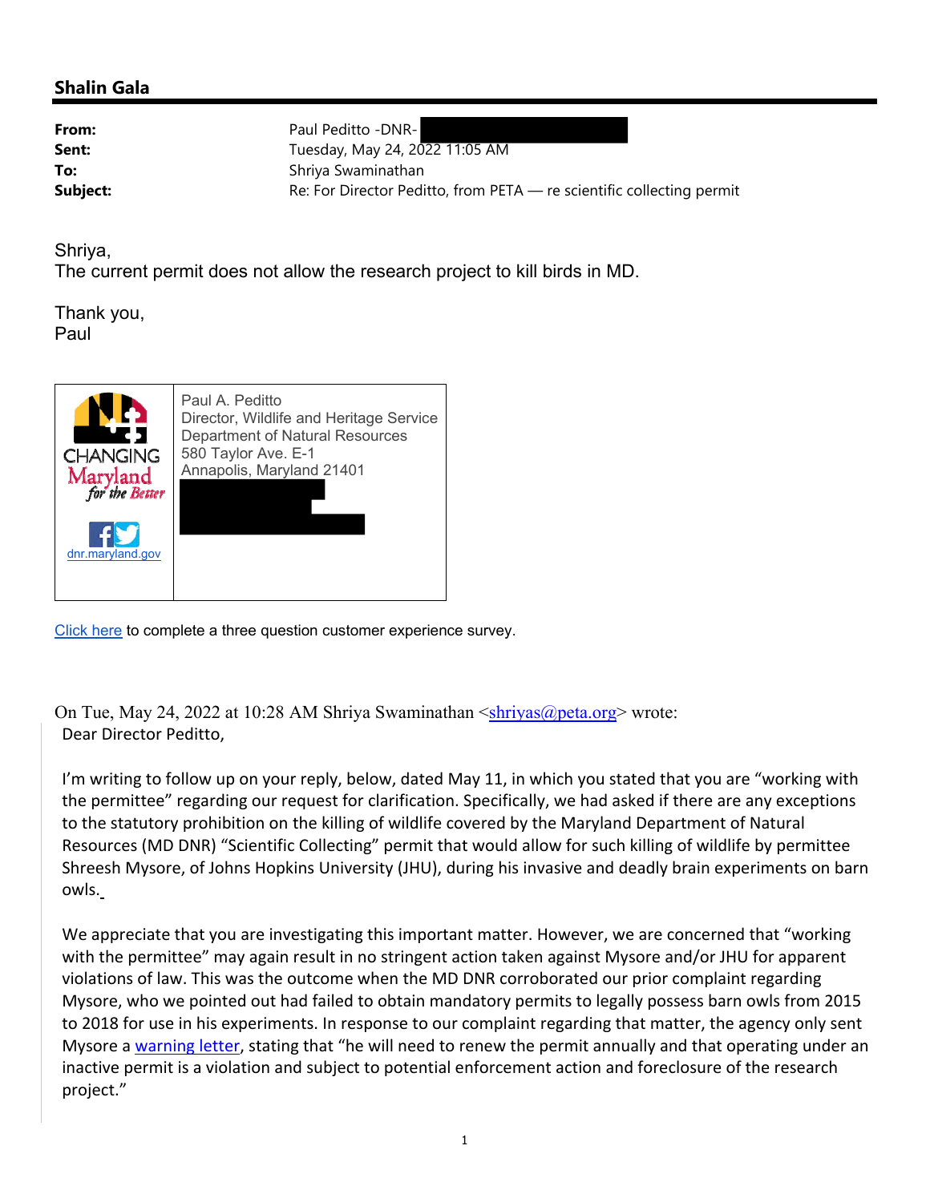**Shalin Gala**

---

| | |
|---|---|
| **From:** | Paul Peditto -DNR- |
| **Sent:** | Tuesday, May 24, 2022 11:05 AM |
| **To:** | Shriya Swaminathan |
| **Subject:** | Re: For Director Peditto, from PETA — re scientific collecting permit |

Shriya,
The current permit does not allow the research project to kill birds in MD.

Thank you,
Paul

Paul A. Peditto
Director, Wildlife and Heritage Service
Department of Natural Resources
580 Taylor Ave. E-1
Annapolis, Maryland 21401

CHANGING Maryland *for the Better*

dnr.maryland.gov

Click here to complete a three question customer experience survey.

On Tue, May 24, 2022 at 10:28 AM Shriya Swaminathan <shriyas@peta.org> wrote:

Dear Director Peditto,

I'm writing to follow up on your reply, below, dated May 11, in which you stated that you are "working with the permittee" regarding our request for clarification. Specifically, we had asked if there are any exceptions to the statutory prohibition on the killing of wildlife covered by the Maryland Department of Natural Resources (MD DNR) "Scientific Collecting" permit that would allow for such killing of wildlife by permittee Shreesh Mysore, of Johns Hopkins University (JHU), during his invasive and deadly brain experiments on barn owls.

We appreciate that you are investigating this important matter. However, we are concerned that "working with the permittee" may again result in no stringent action taken against Mysore and/or JHU for apparent violations of law. This was the outcome when the MD DNR corroborated our prior complaint regarding Mysore, who we pointed out had failed to obtain mandatory permits to legally possess barn owls from 2015 to 2018 for use in his experiments. In response to our complaint regarding that matter, the agency only sent Mysore a warning letter, stating that "he will need to renew the permit annually and that operating under an inactive permit is a violation and subject to potential enforcement action and foreclosure of the research project."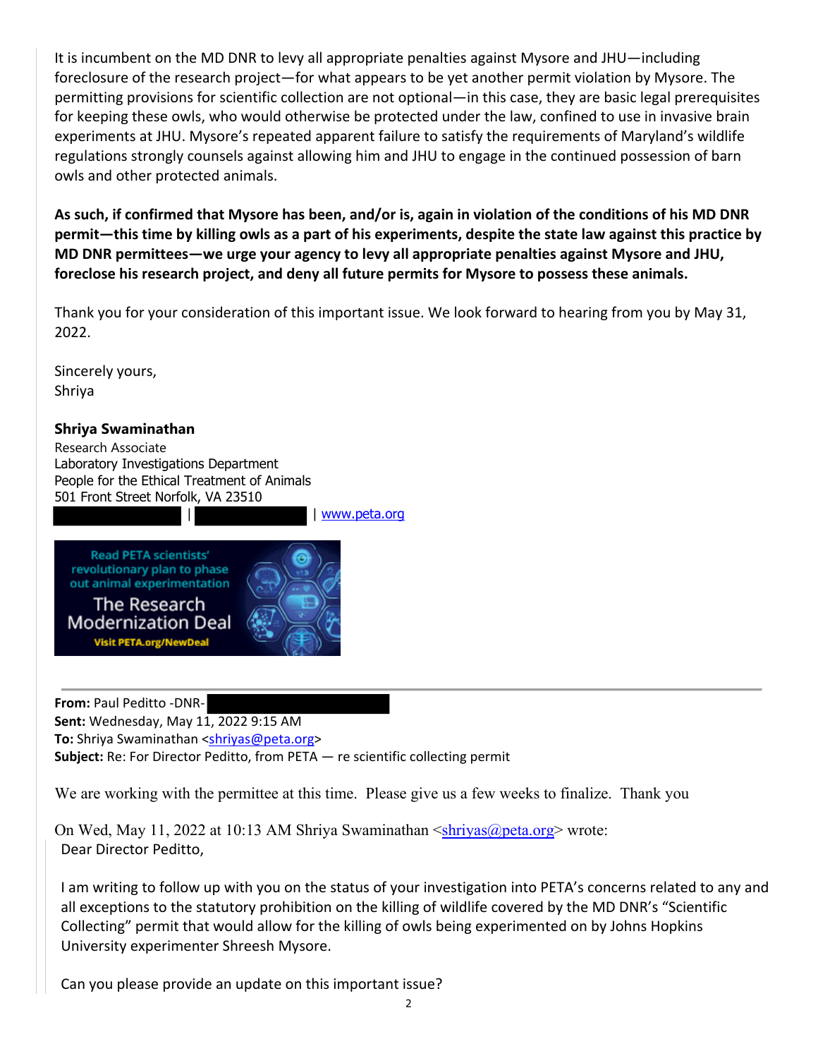It is incumbent on the MD DNR to levy all appropriate penalties against Mysore and JHU—including foreclosure of the research project—for what appears to be yet another permit violation by Mysore. The permitting provisions for scientific collection are not optional—in this case, they are basic legal prerequisites for keeping these owls, who would otherwise be protected under the law, confined to use in invasive brain experiments at JHU. Mysore's repeated apparent failure to satisfy the requirements of Maryland's wildlife regulations strongly counsels against allowing him and JHU to engage in the continued possession of barn owls and other protected animals.

**As such, if confirmed that Mysore has been, and/or is, again in violation of the conditions of his MD DNR permit—this time by killing owls as a part of his experiments, despite the state law against this practice by MD DNR permittees—we urge your agency to levy all appropriate penalties against Mysore and JHU, foreclose his research project, and deny all future permits for Mysore to possess these animals.**

Thank you for your consideration of this important issue. We look forward to hearing from you by May 31, 2022.

Sincerely yours,
Shriya

**Shriya Swaminathan**
Research Associate
Laboratory Investigations Department
People for the Ethical Treatment of Animals
501 Front Street Norfolk, VA 23510
| | www.peta.org

Read PETA scientists' revolutionary plan to phase out animal experimentation
The Research Modernization Deal
Visit PETA.org/NewDeal

---

**From:** Paul Peditto -DNR-
**Sent:** Wednesday, May 11, 2022 9:15 AM
**To:** Shriya Swaminathan <shriyas@peta.org>
**Subject:** Re: For Director Peditto, from PETA — re scientific collecting permit

We are working with the permittee at this time. Please give us a few weeks to finalize. Thank you

On Wed, May 11, 2022 at 10:13 AM Shriya Swaminathan <shriyas@peta.org> wrote:

Dear Director Peditto,

I am writing to follow up with you on the status of your investigation into PETA's concerns related to any and all exceptions to the statutory prohibition on the killing of wildlife covered by the MD DNR's "Scientific Collecting" permit that would allow for the killing of owls being experimented on by Johns Hopkins University experimenter Shreesh Mysore.

Can you please provide an update on this important issue?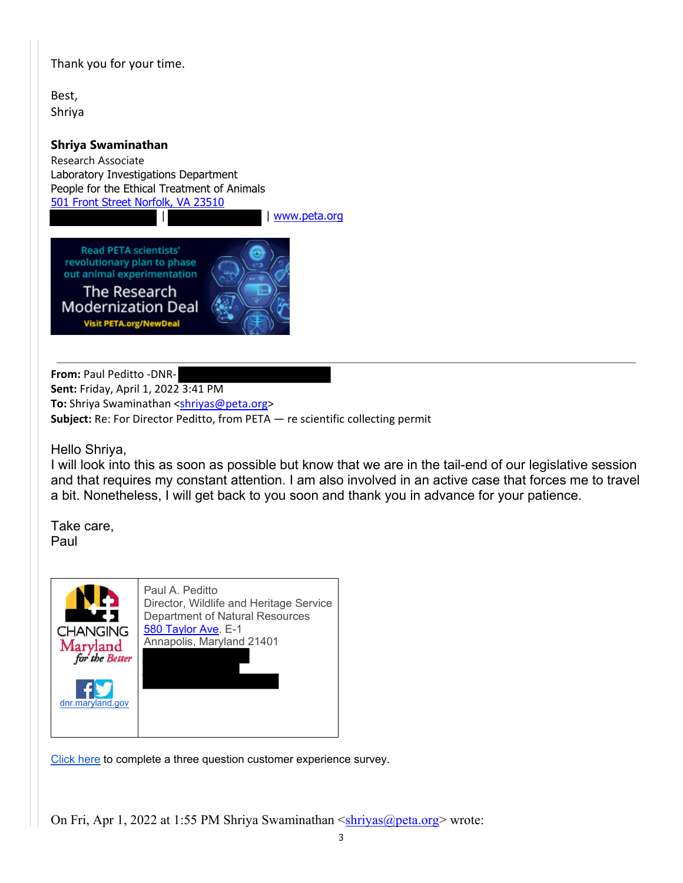Thank you for your time.

Best,
Shriya

**Shriya Swaminathan**
Research Associate
Laboratory Investigations Department
People for the Ethical Treatment of Animals
501 Front Street Norfolk, VA 23510
| | www.peta.org

Read PETA scientists' revolutionary plan to phase out animal experimentation
The Research Modernization Deal
Visit PETA.org/NewDeal

---

**From:** Paul Peditto -DNR-
**Sent:** Friday, April 1, 2022 3:41 PM
**To:** Shriya Swaminathan <shriyas@peta.org>
**Subject:** Re: For Director Peditto, from PETA — re scientific collecting permit

Hello Shriya,
I will look into this as soon as possible but know that we are in the tail-end of our legislative session and that requires my constant attention. I am also involved in an active case that forces me to travel a bit. Nonetheless, I will get back to you soon and thank you in advance for your patience.

Take care,
Paul

CHANGING Maryland for the Better
dnr.maryland.gov

Paul A. Peditto
Director, Wildlife and Heritage Service
Department of Natural Resources
580 Taylor Ave. E-1
Annapolis, Maryland 21401

Click here to complete a three question customer experience survey.

On Fri, Apr 1, 2022 at 1:55 PM Shriya Swaminathan <shriyas@peta.org> wrote: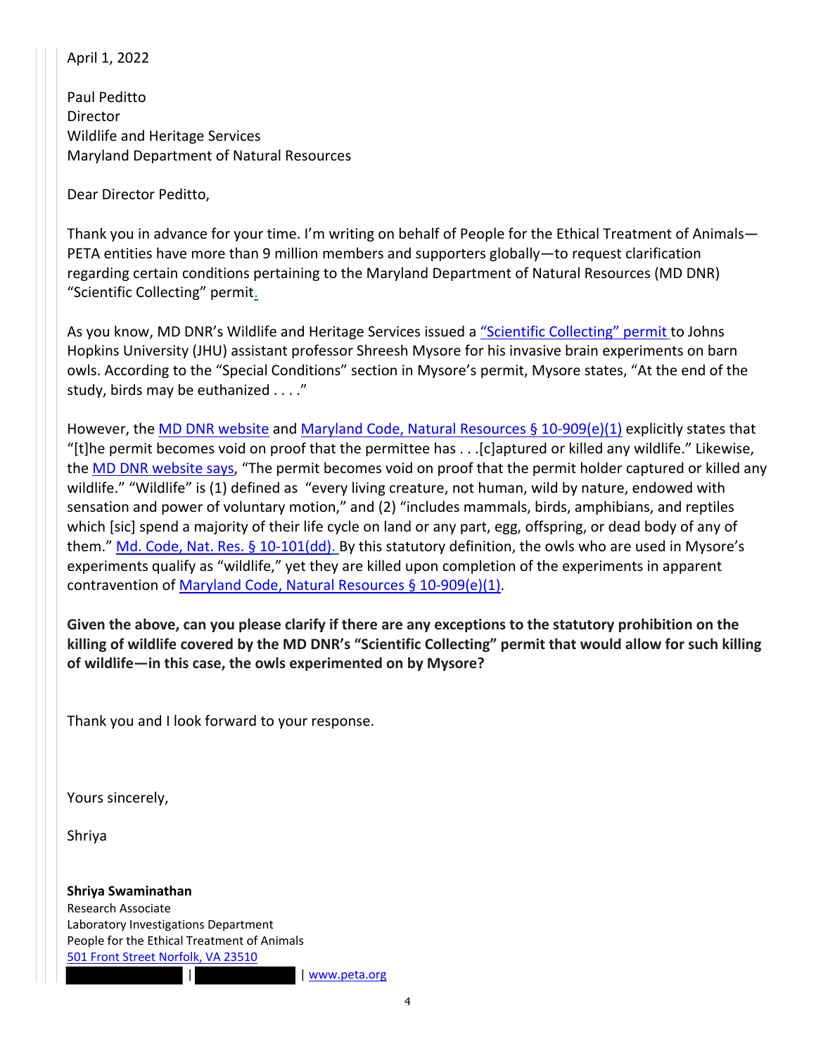April 1, 2022

Paul Peditto
Director
Wildlife and Heritage Services
Maryland Department of Natural Resources

Dear Director Peditto,

Thank you in advance for your time. I'm writing on behalf of People for the Ethical Treatment of Animals—PETA entities have more than 9 million members and supporters globally—to request clarification regarding certain conditions pertaining to the Maryland Department of Natural Resources (MD DNR) "Scientific Collecting" permit.

As you know, MD DNR's Wildlife and Heritage Services issued a "Scientific Collecting" permit to Johns Hopkins University (JHU) assistant professor Shreesh Mysore for his invasive brain experiments on barn owls. According to the "Special Conditions" section in Mysore's permit, Mysore states, "At the end of the study, birds may be euthanized . . . ."

However, the MD DNR website and Maryland Code, Natural Resources § 10-909(e)(1) explicitly states that "[t]he permit becomes void on proof that the permittee has . . .[c]aptured or killed any wildlife." Likewise, the MD DNR website says, "The permit becomes void on proof that the permit holder captured or killed any wildlife." "Wildlife" is (1) defined as "every living creature, not human, wild by nature, endowed with sensation and power of voluntary motion," and (2) "includes mammals, birds, amphibians, and reptiles which [sic] spend a majority of their life cycle on land or any part, egg, offspring, or dead body of any of them." Md. Code, Nat. Res. § 10-101(dd). By this statutory definition, the owls who are used in Mysore's experiments qualify as "wildlife," yet they are killed upon completion of the experiments in apparent contravention of Maryland Code, Natural Resources § 10-909(e)(1).

**Given the above, can you please clarify if there are any exceptions to the statutory prohibition on the killing of wildlife covered by the MD DNR's "Scientific Collecting" permit that would allow for such killing of wildlife—in this case, the owls experimented on by Mysore?**

Thank you and I look forward to your response.

Yours sincerely,

Shriya

**Shriya Swaminathan**
Research Associate
Laboratory Investigations Department
People for the Ethical Treatment of Animals
501 Front Street Norfolk, VA 23510
[REDACTED] | [REDACTED] | www.peta.org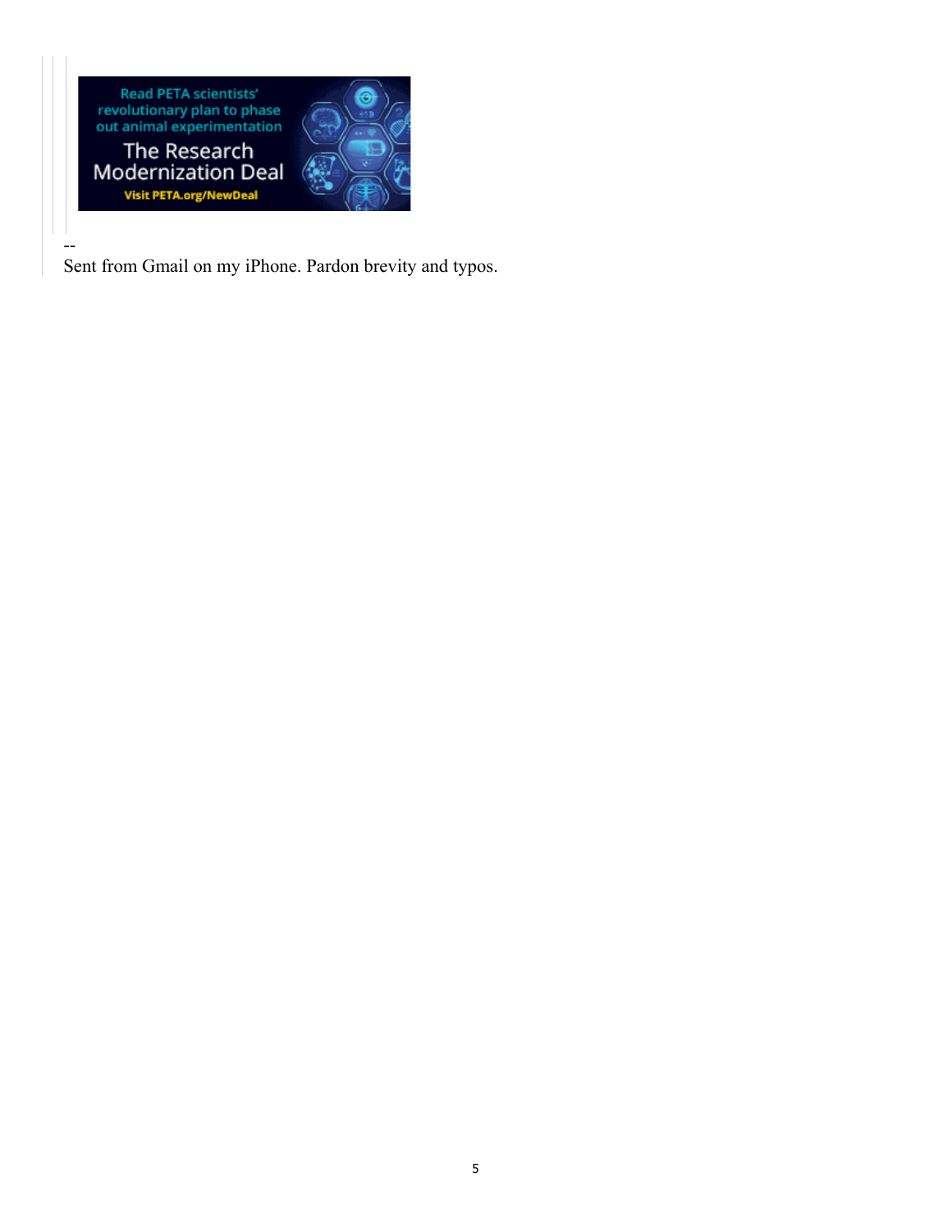Read PETA scientists' revolutionary plan to phase out animal experimentation

The Research Modernization Deal

Visit PETA.org/NewDeal

--

Sent from Gmail on my iPhone. Pardon brevity and typos.